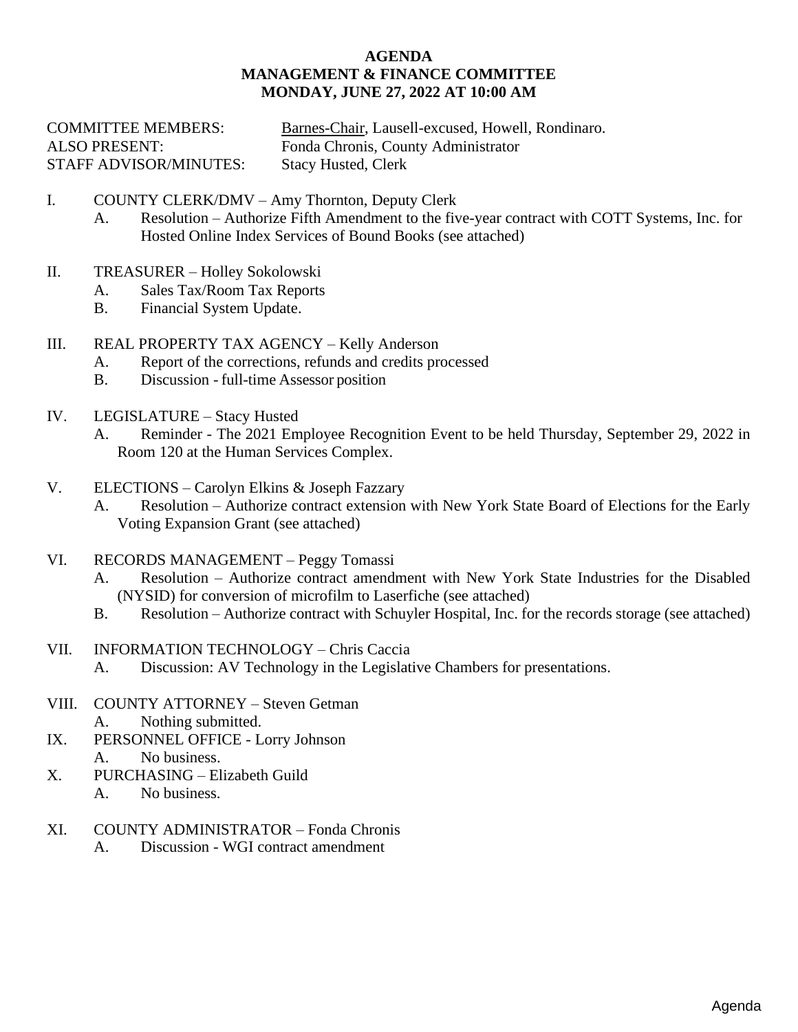# AGENDA
## MANAGEMENT & FINANCE COMMITTEE
## MONDAY, JUNE 27, 2022 AT 10:00 AM

COMMITTEE MEMBERS: Barnes-Chair, Lausell-excused, Howell, Rondinaro.
ALSO PRESENT: Fonda Chronis, County Administrator
STAFF ADVISOR/MINUTES: Stacy Husted, Clerk

I. COUNTY CLERK/DMV – Amy Thornton, Deputy Clerk
   A. Resolution – Authorize Fifth Amendment to the five-year contract with COTT Systems, Inc. for Hosted Online Index Services of Bound Books (see attached)

II. TREASURER – Holley Sokolowski
   A. Sales Tax/Room Tax Reports
   B. Financial System Update.

III. REAL PROPERTY TAX AGENCY – Kelly Anderson
   A. Report of the corrections, refunds and credits processed
   B. Discussion - full-time Assessor position

IV. LEGISLATURE – Stacy Husted
   A. Reminder - The 2021 Employee Recognition Event to be held Thursday, September 29, 2022 in Room 120 at the Human Services Complex.

V. ELECTIONS – Carolyn Elkins & Joseph Fazzary
   A. Resolution – Authorize contract extension with New York State Board of Elections for the Early Voting Expansion Grant (see attached)

VI. RECORDS MANAGEMENT – Peggy Tomassi
   A. Resolution – Authorize contract amendment with New York State Industries for the Disabled (NYSID) for conversion of microfilm to Laserfiche (see attached)
   B. Resolution – Authorize contract with Schuyler Hospital, Inc. for the records storage (see attached)

VII. INFORMATION TECHNOLOGY – Chris Caccia
   A. Discussion: AV Technology in the Legislative Chambers for presentations.

VIII. COUNTY ATTORNEY – Steven Getman
   A. Nothing submitted.

IX. PERSONNEL OFFICE - Lorry Johnson
   A. No business.

X. PURCHASING – Elizabeth Guild
   A. No business.

XI. COUNTY ADMINISTRATOR – Fonda Chronis
   A. Discussion - WGI contract amendment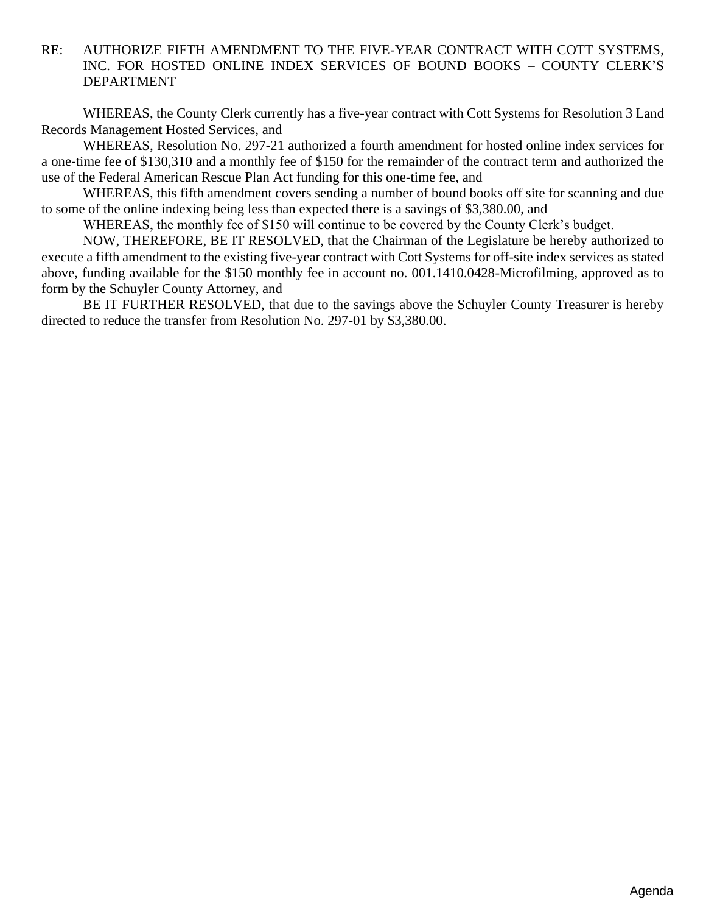RE: AUTHORIZE FIFTH AMENDMENT TO THE FIVE-YEAR CONTRACT WITH COTT SYSTEMS, INC. FOR HOSTED ONLINE INDEX SERVICES OF BOUND BOOKS – COUNTY CLERK'S DEPARTMENT

WHEREAS, the County Clerk currently has a five-year contract with Cott Systems for Resolution 3 Land Records Management Hosted Services, and

WHEREAS, Resolution No. 297-21 authorized a fourth amendment for hosted online index services for a one-time fee of $130,310 and a monthly fee of $150 for the remainder of the contract term and authorized the use of the Federal American Rescue Plan Act funding for this one-time fee, and

WHEREAS, this fifth amendment covers sending a number of bound books off site for scanning and due to some of the online indexing being less than expected there is a savings of $3,380.00, and

WHEREAS, the monthly fee of $150 will continue to be covered by the County Clerk's budget.

NOW, THEREFORE, BE IT RESOLVED, that the Chairman of the Legislature be hereby authorized to execute a fifth amendment to the existing five-year contract with Cott Systems for off-site index services as stated above, funding available for the $150 monthly fee in account no. 001.1410.0428-Microfilming, approved as to form by the Schuyler County Attorney, and

BE IT FURTHER RESOLVED, that due to the savings above the Schuyler County Treasurer is hereby directed to reduce the transfer from Resolution No. 297-01 by $3,380.00.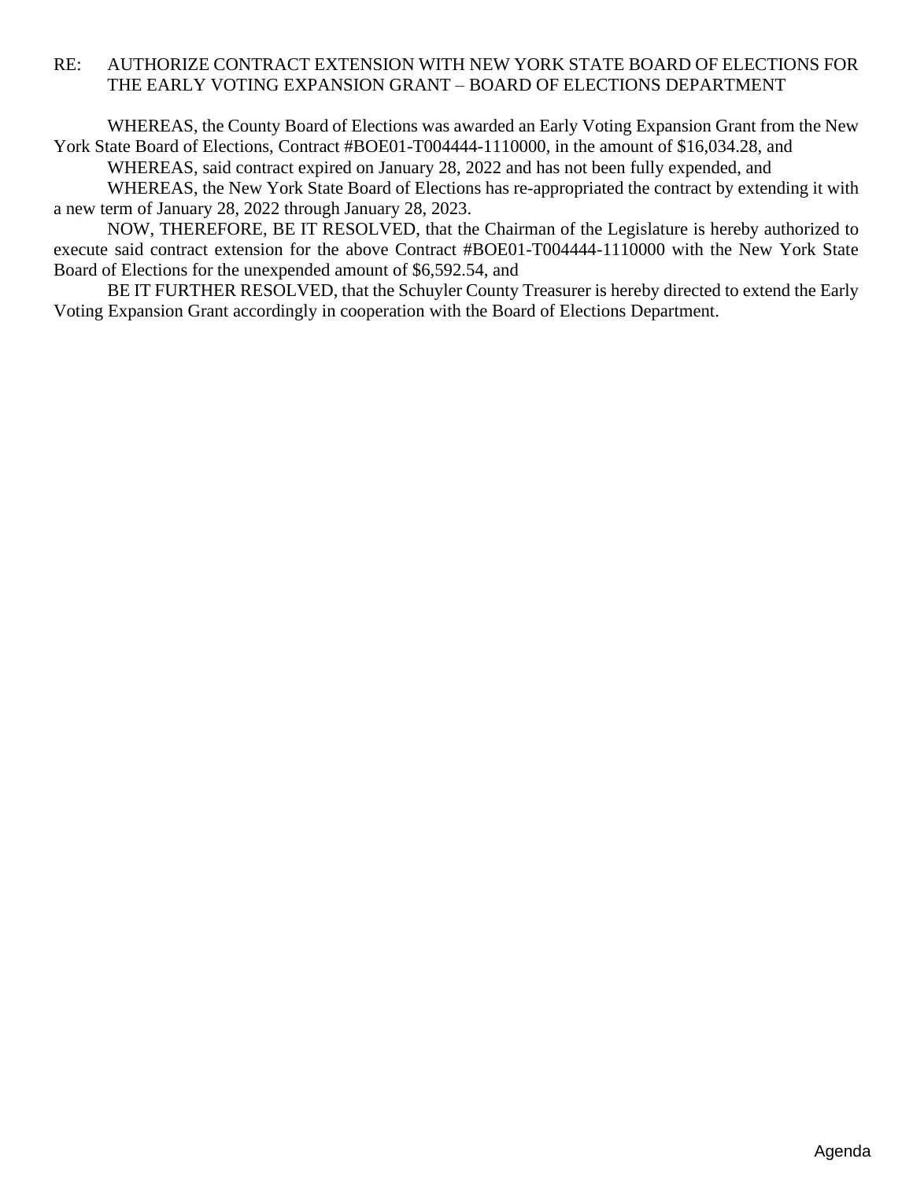RE: AUTHORIZE CONTRACT EXTENSION WITH NEW YORK STATE BOARD OF ELECTIONS FOR THE EARLY VOTING EXPANSION GRANT – BOARD OF ELECTIONS DEPARTMENT

WHEREAS, the County Board of Elections was awarded an Early Voting Expansion Grant from the New York State Board of Elections, Contract #BOE01-T004444-1110000, in the amount of $16,034.28, and

WHEREAS, said contract expired on January 28, 2022 and has not been fully expended, and

WHEREAS, the New York State Board of Elections has re-appropriated the contract by extending it with a new term of January 28, 2022 through January 28, 2023.

NOW, THEREFORE, BE IT RESOLVED, that the Chairman of the Legislature is hereby authorized to execute said contract extension for the above Contract #BOE01-T004444-1110000 with the New York State Board of Elections for the unexpended amount of $6,592.54, and

BE IT FURTHER RESOLVED, that the Schuyler County Treasurer is hereby directed to extend the Early Voting Expansion Grant accordingly in cooperation with the Board of Elections Department.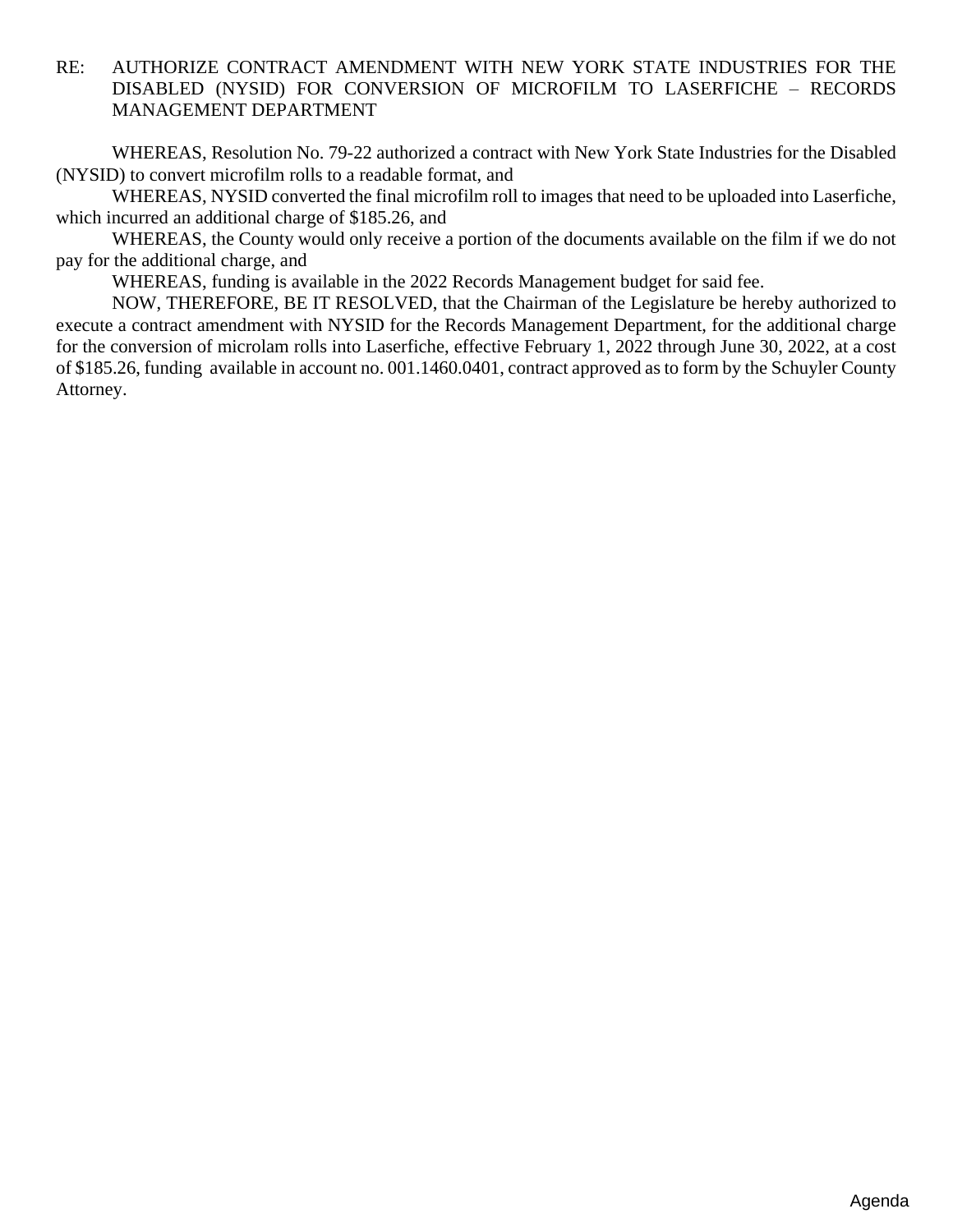RE: AUTHORIZE CONTRACT AMENDMENT WITH NEW YORK STATE INDUSTRIES FOR THE DISABLED (NYSID) FOR CONVERSION OF MICROFILM TO LASERFICHE – RECORDS MANAGEMENT DEPARTMENT

WHEREAS, Resolution No. 79-22 authorized a contract with New York State Industries for the Disabled (NYSID) to convert microfilm rolls to a readable format, and

WHEREAS, NYSID converted the final microfilm roll to images that need to be uploaded into Laserfiche, which incurred an additional charge of $185.26, and

WHEREAS, the County would only receive a portion of the documents available on the film if we do not pay for the additional charge, and

WHEREAS, funding is available in the 2022 Records Management budget for said fee.

NOW, THEREFORE, BE IT RESOLVED, that the Chairman of the Legislature be hereby authorized to execute a contract amendment with NYSID for the Records Management Department, for the additional charge for the conversion of microlam rolls into Laserfiche, effective February 1, 2022 through June 30, 2022, at a cost of $185.26, funding available in account no. 001.1460.0401, contract approved as to form by the Schuyler County Attorney.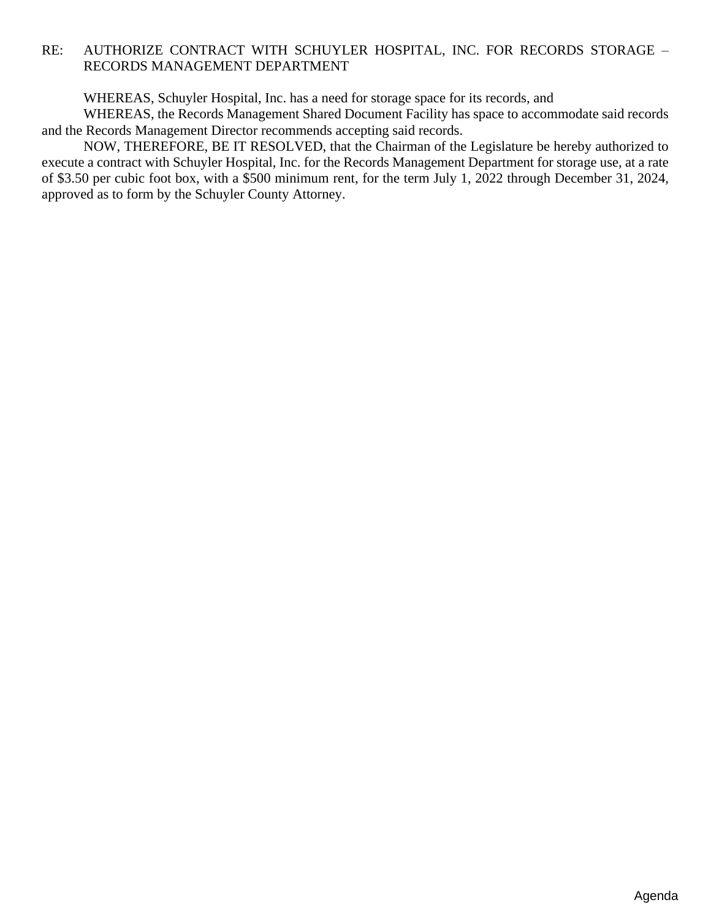RE: AUTHORIZE CONTRACT WITH SCHUYLER HOSPITAL, INC. FOR RECORDS STORAGE – RECORDS MANAGEMENT DEPARTMENT

WHEREAS, Schuyler Hospital, Inc. has a need for storage space for its records, and

WHEREAS, the Records Management Shared Document Facility has space to accommodate said records and the Records Management Director recommends accepting said records.

NOW, THEREFORE, BE IT RESOLVED, that the Chairman of the Legislature be hereby authorized to execute a contract with Schuyler Hospital, Inc. for the Records Management Department for storage use, at a rate of $3.50 per cubic foot box, with a $500 minimum rent, for the term July 1, 2022 through December 31, 2024, approved as to form by the Schuyler County Attorney.